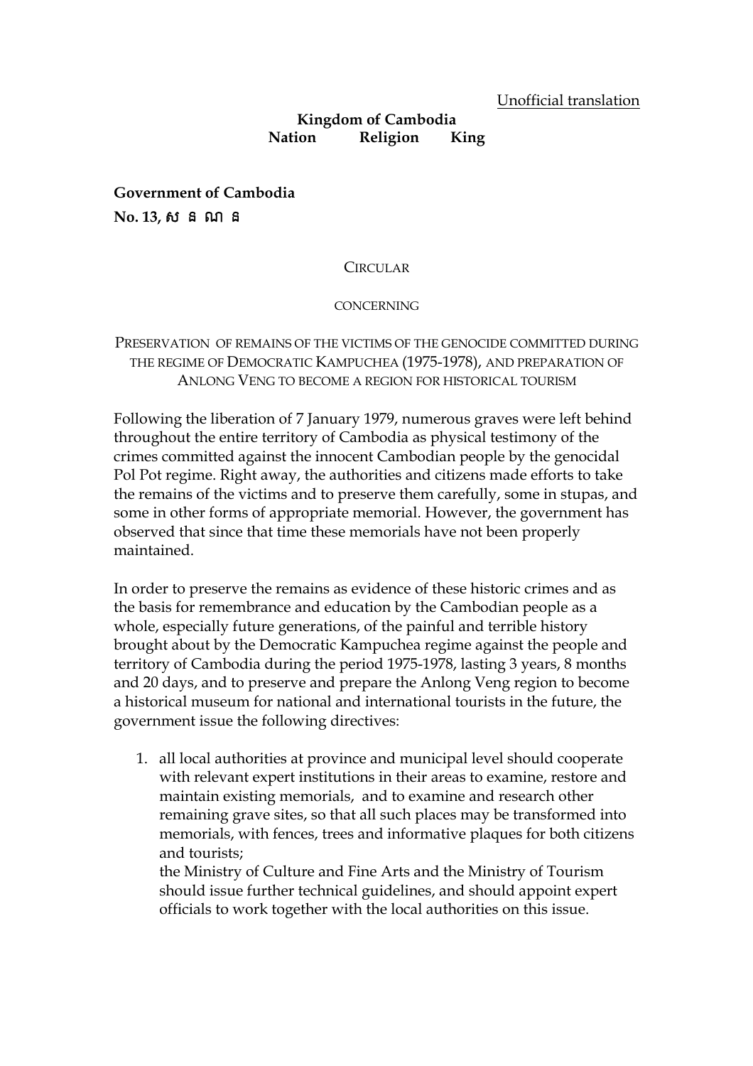Unofficial translation

**Kingdom of Cambodia**
**Nation Religion King**

**Government of Cambodia**

**No. 13, ស ន ណ ន**

CIRCULAR

CONCERNING

PRESERVATION OF REMAINS OF THE VICTIMS OF THE GENOCIDE COMMITTED DURING THE REGIME OF DEMOCRATIC KAMPUCHEA (1975-1978), AND PREPARATION OF ANLONG VENG TO BECOME A REGION FOR HISTORICAL TOURISM

Following the liberation of 7 January 1979, numerous graves were left behind throughout the entire territory of Cambodia as physical testimony of the crimes committed against the innocent Cambodian people by the genocidal Pol Pot regime. Right away, the authorities and citizens made efforts to take the remains of the victims and to preserve them carefully, some in stupas, and some in other forms of appropriate memorial. However, the government has observed that since that time these memorials have not been properly maintained.

In order to preserve the remains as evidence of these historic crimes and as the basis for remembrance and education by the Cambodian people as a whole, especially future generations, of the painful and terrible history brought about by the Democratic Kampuchea regime against the people and territory of Cambodia during the period 1975-1978, lasting 3 years, 8 months and 20 days, and to preserve and prepare the Anlong Veng region to become a historical museum for national and international tourists in the future, the government issue the following directives:

1. all local authorities at province and municipal level should cooperate with relevant expert institutions in their areas to examine, restore and maintain existing memorials, and to examine and research other remaining grave sites, so that all such places may be transformed into memorials, with fences, trees and informative plaques for both citizens and tourists;
   the Ministry of Culture and Fine Arts and the Ministry of Tourism should issue further technical guidelines, and should appoint expert officials to work together with the local authorities on this issue.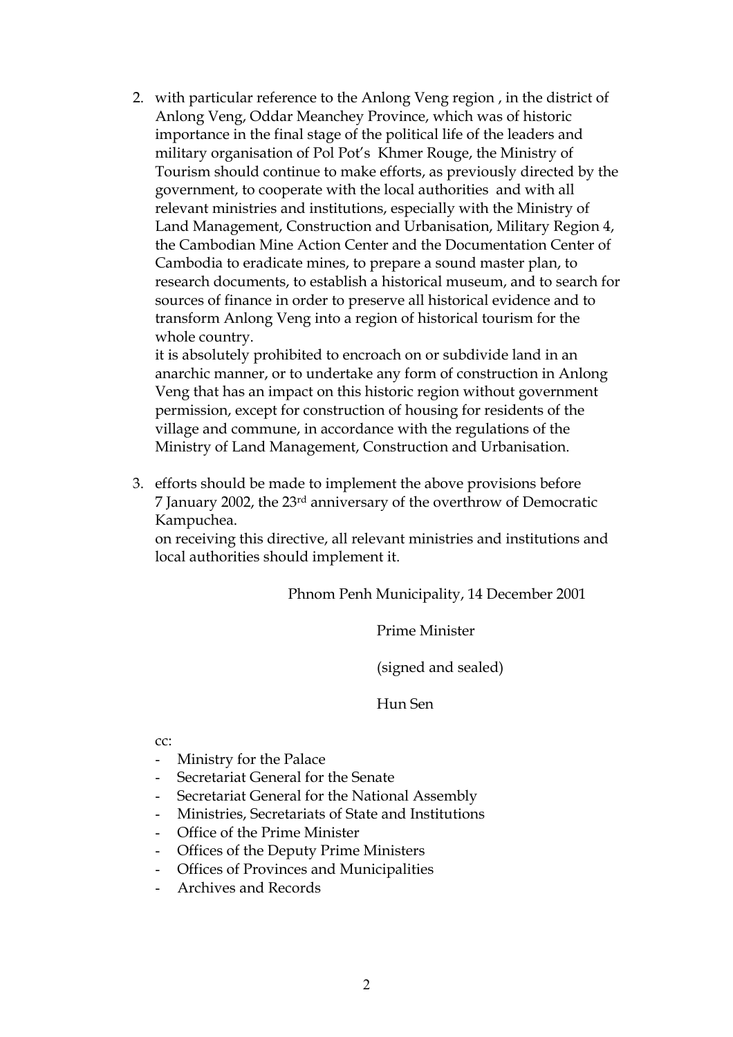2. with particular reference to the Anlong Veng region , in the district of Anlong Veng, Oddar Meanchey Province, which was of historic importance in the final stage of the political life of the leaders and military organisation of Pol Pot's Khmer Rouge, the Ministry of Tourism should continue to make efforts, as previously directed by the government, to cooperate with the local authorities and with all relevant ministries and institutions, especially with the Ministry of Land Management, Construction and Urbanisation, Military Region 4, the Cambodian Mine Action Center and the Documentation Center of Cambodia to eradicate mines, to prepare a sound master plan, to research documents, to establish a historical museum, and to search for sources of finance in order to preserve all historical evidence and to transform Anlong Veng into a region of historical tourism for the whole country.

   it is absolutely prohibited to encroach on or subdivide land in an anarchic manner, or to undertake any form of construction in Anlong Veng that has an impact on this historic region without government permission, except for construction of housing for residents of the village and commune, in accordance with the regulations of the Ministry of Land Management, Construction and Urbanisation.

3. efforts should be made to implement the above provisions before 7 January 2002, the 23rd anniversary of the overthrow of Democratic Kampuchea.

   on receiving this directive, all relevant ministries and institutions and local authorities should implement it.

Phnom Penh Municipality, 14 December 2001

Prime Minister

(signed and sealed)

Hun Sen

cc:

- Ministry for the Palace
- Secretariat General for the Senate
- Secretariat General for the National Assembly
- Ministries, Secretariats of State and Institutions
- Office of the Prime Minister
- Offices of the Deputy Prime Ministers
- Offices of Provinces and Municipalities
- Archives and Records